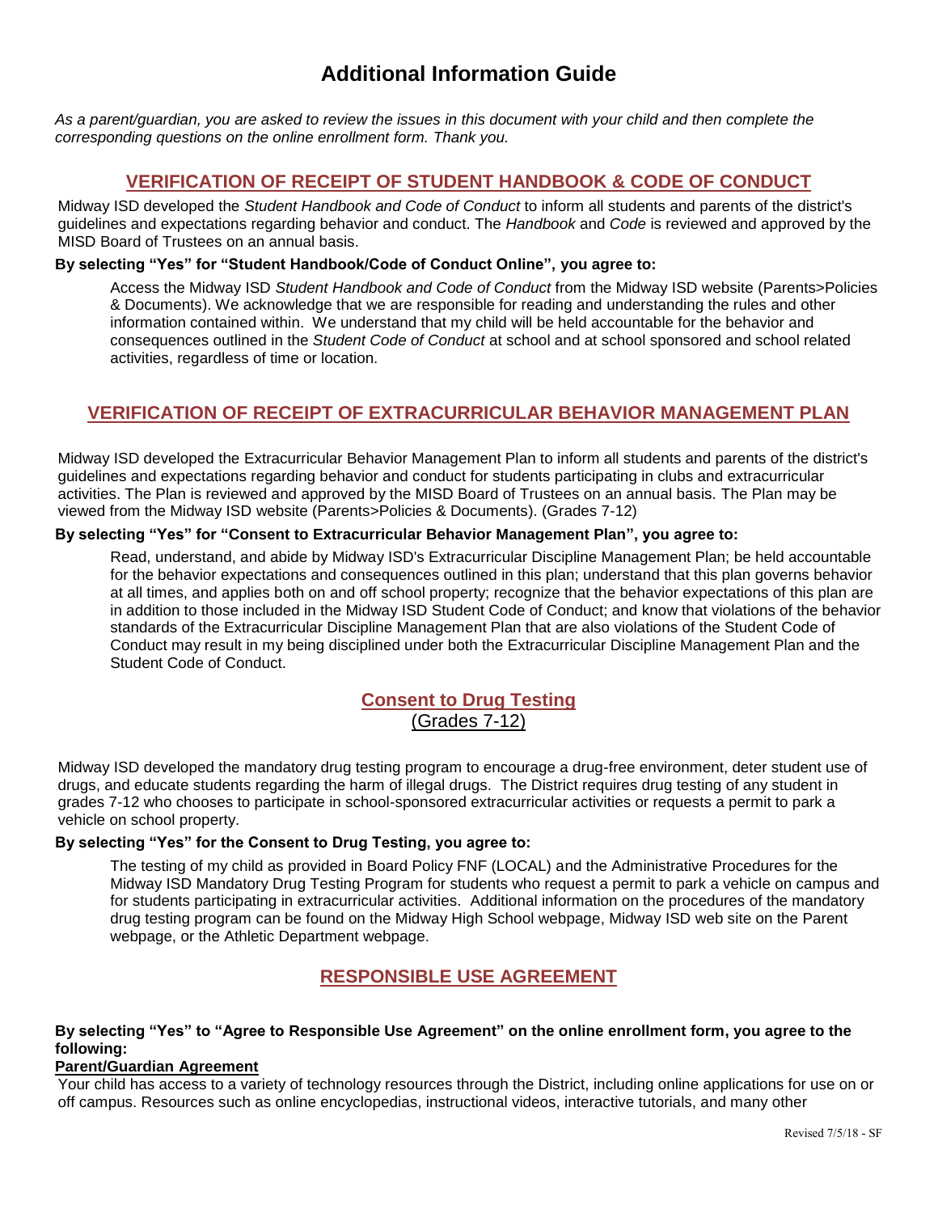# Additional Information Guide

*As a parent/guardian, you are asked to review the issues in this document with your child and then complete the corresponding questions on the online enrollment form. Thank you.*

## VERIFICATION OF RECEIPT OF STUDENT HANDBOOK & CODE OF CONDUCT

Midway ISD developed the *Student Handbook and Code of Conduct* to inform all students and parents of the district's guidelines and expectations regarding behavior and conduct. The *Handbook* and *Code* is reviewed and approved by the MISD Board of Trustees on an annual basis.

**By selecting "Yes" for "Student Handbook/Code of Conduct Online", you agree to:**

Access the Midway ISD *Student Handbook and Code of Conduct* from the Midway ISD website (Parents>Policies & Documents). We acknowledge that we are responsible for reading and understanding the rules and other information contained within. We understand that my child will be held accountable for the behavior and consequences outlined in the *Student Code of Conduct* at school and at school sponsored and school related activities, regardless of time or location.

## VERIFICATION OF RECEIPT OF EXTRACURRICULAR BEHAVIOR MANAGEMENT PLAN

Midway ISD developed the Extracurricular Behavior Management Plan to inform all students and parents of the district's guidelines and expectations regarding behavior and conduct for students participating in clubs and extracurricular activities. The Plan is reviewed and approved by the MISD Board of Trustees on an annual basis. The Plan may be viewed from the Midway ISD website (Parents>Policies & Documents). (Grades 7-12)

**By selecting "Yes" for "Consent to Extracurricular Behavior Management Plan", you agree to:**

Read, understand, and abide by Midway ISD's Extracurricular Discipline Management Plan; be held accountable for the behavior expectations and consequences outlined in this plan; understand that this plan governs behavior at all times, and applies both on and off school property; recognize that the behavior expectations of this plan are in addition to those included in the Midway ISD Student Code of Conduct; and know that violations of the behavior standards of the Extracurricular Discipline Management Plan that are also violations of the Student Code of Conduct may result in my being disciplined under both the Extracurricular Discipline Management Plan and the Student Code of Conduct.

## Consent to Drug Testing
(Grades 7-12)

Midway ISD developed the mandatory drug testing program to encourage a drug-free environment, deter student use of drugs, and educate students regarding the harm of illegal drugs. The District requires drug testing of any student in grades 7-12 who chooses to participate in school-sponsored extracurricular activities or requests a permit to park a vehicle on school property.

**By selecting "Yes" for the Consent to Drug Testing, you agree to:**

The testing of my child as provided in Board Policy FNF (LOCAL) and the Administrative Procedures for the Midway ISD Mandatory Drug Testing Program for students who request a permit to park a vehicle on campus and for students participating in extracurricular activities. Additional information on the procedures of the mandatory drug testing program can be found on the Midway High School webpage, Midway ISD web site on the Parent webpage, or the Athletic Department webpage.

## RESPONSIBLE USE AGREEMENT

**By selecting "Yes" to "Agree to Responsible Use Agreement" on the online enrollment form, you agree to the following:**

**Parent/Guardian Agreement**

Your child has access to a variety of technology resources through the District, including online applications for use on or off campus. Resources such as online encyclopedias, instructional videos, interactive tutorials, and many other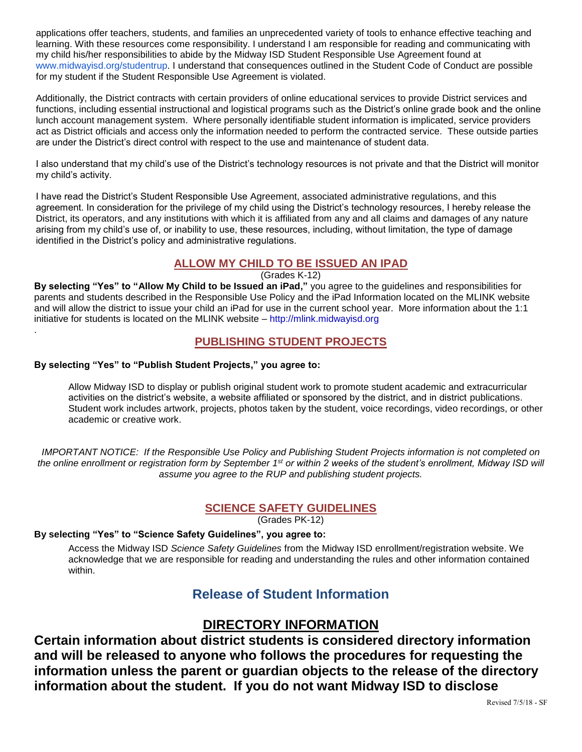applications offer teachers, students, and families an unprecedented variety of tools to enhance effective teaching and learning. With these resources come responsibility. I understand I am responsible for reading and communicating with my child his/her responsibilities to abide by the Midway ISD Student Responsible Use Agreement found at www.midwayisd.org/studentrup. I understand that consequences outlined in the Student Code of Conduct are possible for my student if the Student Responsible Use Agreement is violated.

Additionally, the District contracts with certain providers of online educational services to provide District services and functions, including essential instructional and logistical programs such as the District's online grade book and the online lunch account management system. Where personally identifiable student information is implicated, service providers act as District officials and access only the information needed to perform the contracted service. These outside parties are under the District's direct control with respect to the use and maintenance of student data.

I also understand that my child's use of the District's technology resources is not private and that the District will monitor my child's activity.

I have read the District's Student Responsible Use Agreement, associated administrative regulations, and this agreement. In consideration for the privilege of my child using the District's technology resources, I hereby release the District, its operators, and any institutions with which it is affiliated from any and all claims and damages of any nature arising from my child's use of, or inability to use, these resources, including, without limitation, the type of damage identified in the District's policy and administrative regulations.

## ALLOW MY CHILD TO BE ISSUED AN IPAD

(Grades K-12)

**By selecting "Yes" to "Allow My Child to be Issued an iPad,"** you agree to the guidelines and responsibilities for parents and students described in the Responsible Use Policy and the iPad Information located on the MLINK website and will allow the district to issue your child an iPad for use in the current school year. More information about the 1:1 initiative for students is located on the MLINK website – http://mlink.midwayisd.org

.

## PUBLISHING STUDENT PROJECTS

**By selecting "Yes" to "Publish Student Projects," you agree to:**

Allow Midway ISD to display or publish original student work to promote student academic and extracurricular activities on the district's website, a website affiliated or sponsored by the district, and in district publications. Student work includes artwork, projects, photos taken by the student, voice recordings, video recordings, or other academic or creative work.

*IMPORTANT NOTICE: If the Responsible Use Policy and Publishing Student Projects information is not completed on the online enrollment or registration form by September 1st or within 2 weeks of the student's enrollment, Midway ISD will assume you agree to the RUP and publishing student projects.*

## SCIENCE SAFETY GUIDELINES

(Grades PK-12)

**By selecting "Yes" to "Science Safety Guidelines", you agree to:**

Access the Midway ISD *Science Safety Guidelines* from the Midway ISD enrollment/registration website. We acknowledge that we are responsible for reading and understanding the rules and other information contained within.

# Release of Student Information

## DIRECTORY INFORMATION

**Certain information about district students is considered directory information and will be released to anyone who follows the procedures for requesting the information unless the parent or guardian objects to the release of the directory information about the student. If you do not want Midway ISD to disclose**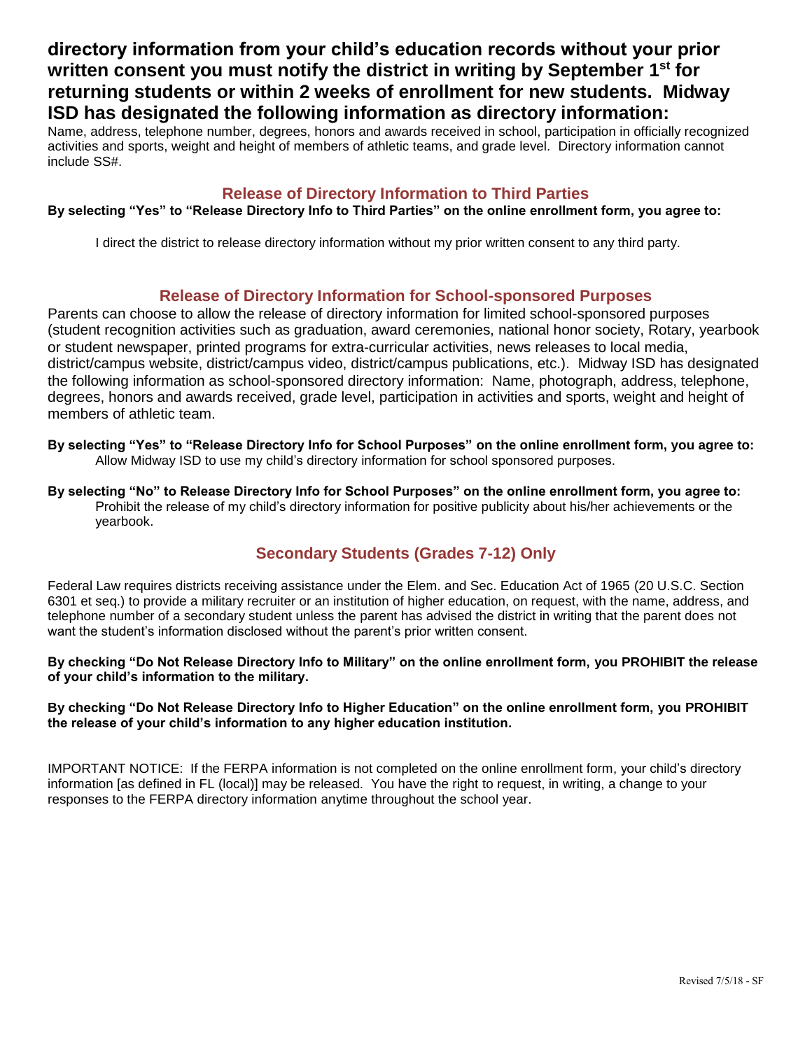**directory information from your child's education records without your prior written consent you must notify the district in writing by September 1st for returning students or within 2 weeks of enrollment for new students. Midway ISD has designated the following information as directory information:**

Name, address, telephone number, degrees, honors and awards received in school, participation in officially recognized activities and sports, weight and height of members of athletic teams, and grade level. Directory information cannot include SS#.

## Release of Directory Information to Third Parties

**By selecting "Yes" to "Release Directory Info to Third Parties" on the online enrollment form, you agree to:**

I direct the district to release directory information without my prior written consent to any third party.

## Release of Directory Information for School-sponsored Purposes

Parents can choose to allow the release of directory information for limited school-sponsored purposes (student recognition activities such as graduation, award ceremonies, national honor society, Rotary, yearbook or student newspaper, printed programs for extra-curricular activities, news releases to local media, district/campus website, district/campus video, district/campus publications, etc.). Midway ISD has designated the following information as school-sponsored directory information: Name, photograph, address, telephone, degrees, honors and awards received, grade level, participation in activities and sports, weight and height of members of athletic team.

**By selecting "Yes" to "Release Directory Info for School Purposes" on the online enrollment form, you agree to:**
Allow Midway ISD to use my child's directory information for school sponsored purposes.

**By selecting "No" to Release Directory Info for School Purposes" on the online enrollment form, you agree to:**
Prohibit the release of my child's directory information for positive publicity about his/her achievements or the yearbook.

## Secondary Students (Grades 7-12) Only

Federal Law requires districts receiving assistance under the Elem. and Sec. Education Act of 1965 (20 U.S.C. Section 6301 et seq.) to provide a military recruiter or an institution of higher education, on request, with the name, address, and telephone number of a secondary student unless the parent has advised the district in writing that the parent does not want the student's information disclosed without the parent's prior written consent.

**By checking "Do Not Release Directory Info to Military" on the online enrollment form, you PROHIBIT the release of your child's information to the military.**

**By checking "Do Not Release Directory Info to Higher Education" on the online enrollment form, you PROHIBIT the release of your child's information to any higher education institution.**

IMPORTANT NOTICE: If the FERPA information is not completed on the online enrollment form, your child's directory information [as defined in FL (local)] may be released. You have the right to request, in writing, a change to your responses to the FERPA directory information anytime throughout the school year.

Revised 7/5/18 - SF